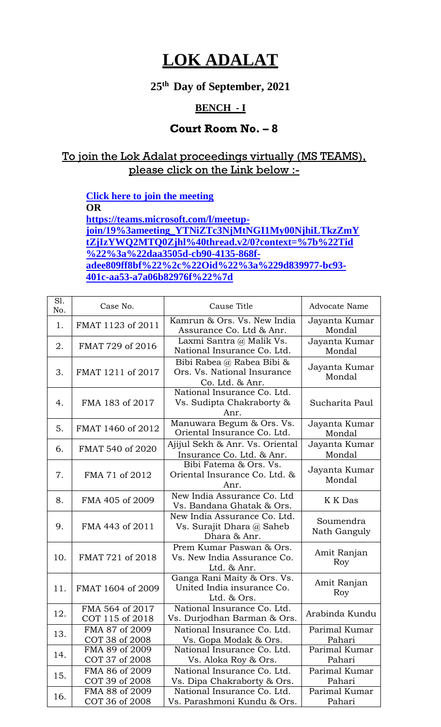# LOK ADALAT

## 25th Day of September, 2021

### BENCH - I

### Court Room No. – 8

To join the Lok Adalat proceedings virtually (MS TEAMS), please click on the Link below :-

**Click here to join the meeting**

**OR**

**https://teams.microsoft.com/l/meetup-join/19%3ameeting_YTNiZTc3NjMtNGI1My00NjhiLTkzZmYtZjIzYWQ2MTQ0Zjhl%40thread.v2/0?context=%7b%22Tid%22%3a%22daa3505d-cb90-4135-868f-adee809ff8bf%22%2c%22Oid%22%3a%229d839977-bc93-401c-aa53-a7a06b82976f%22%7d**

| Sl. No. | Case No. | Cause Title | Advocate Name |
|---|---|---|---|
| 1. | FMAT 1123 of 2011 | Kamrun & Ors. Vs. New India Assurance Co. Ltd & Anr. | Jayanta Kumar Mondal |
| 2. | FMAT 729 of 2016 | Laxmi Santra @ Malik Vs. National Insurance Co. Ltd. | Jayanta Kumar Mondal |
| 3. | FMAT 1211 of 2017 | Bibi Rabea @ Rabea Bibi & Ors. Vs. National Insurance Co. Ltd. & Anr. | Jayanta Kumar Mondal |
| 4. | FMA 183 of 2017 | National Insurance Co. Ltd. Vs. Sudipta Chakraborty & Anr. | Sucharita Paul |
| 5. | FMAT 1460 of 2012 | Manuwara Begum & Ors. Vs. Oriental Insurance Co. Ltd. | Jayanta Kumar Mondal |
| 6. | FMAT 540 of 2020 | Ajijul Sekh & Anr. Vs. Oriental Insurance Co. Ltd. & Anr. | Jayanta Kumar Mondal |
| 7. | FMA 71 of 2012 | Bibi Fatema & Ors. Vs. Oriental Insurance Co. Ltd. & Anr. | Jayanta Kumar Mondal |
| 8. | FMA 405 of 2009 | New India Assurance Co. Ltd Vs. Bandana Ghatak & Ors. | K K Das |
| 9. | FMA 443 of 2011 | New India Assurance Co. Ltd. Vs. Surajit Dhara @ Saheb Dhara & Anr. | Soumendra Nath Ganguly |
| 10. | FMAT 721 of 2018 | Prem Kumar Paswan & Ors. Vs. New India Assurance Co. Ltd. & Anr. | Amit Ranjan Roy |
| 11. | FMAT 1604 of 2009 | Ganga Rani Maity & Ors. Vs. United India insurance Co. Ltd. & Ors. | Amit Ranjan Roy |
| 12. | FMA 564 of 2017<br>COT 115 of 2018 | National Insurance Co. Ltd. Vs. Durjodhan Barman & Ors. | Arabinda Kundu |
| 13. | FMA 87 of 2009<br>COT 38 of 2008 | National Insurance Co. Ltd. Vs. Gopa Modak & Ors. | Parimal Kumar Pahari |
| 14. | FMA 89 of 2009<br>COT 37 of 2008 | National Insurance Co. Ltd. Vs. Aloka Roy & Ors. | Parimal Kumar Pahari |
| 15. | FMA 86 of 2009<br>COT 39 of 2008 | National Insurance Co. Ltd. Vs. Dipa Chakraborty & Ors. | Parimal Kumar Pahari |
| 16. | FMA 88 of 2009<br>COT 36 of 2008 | National Insurance Co. Ltd. Vs. Parashmoni Kundu & Ors. | Parimal Kumar Pahari |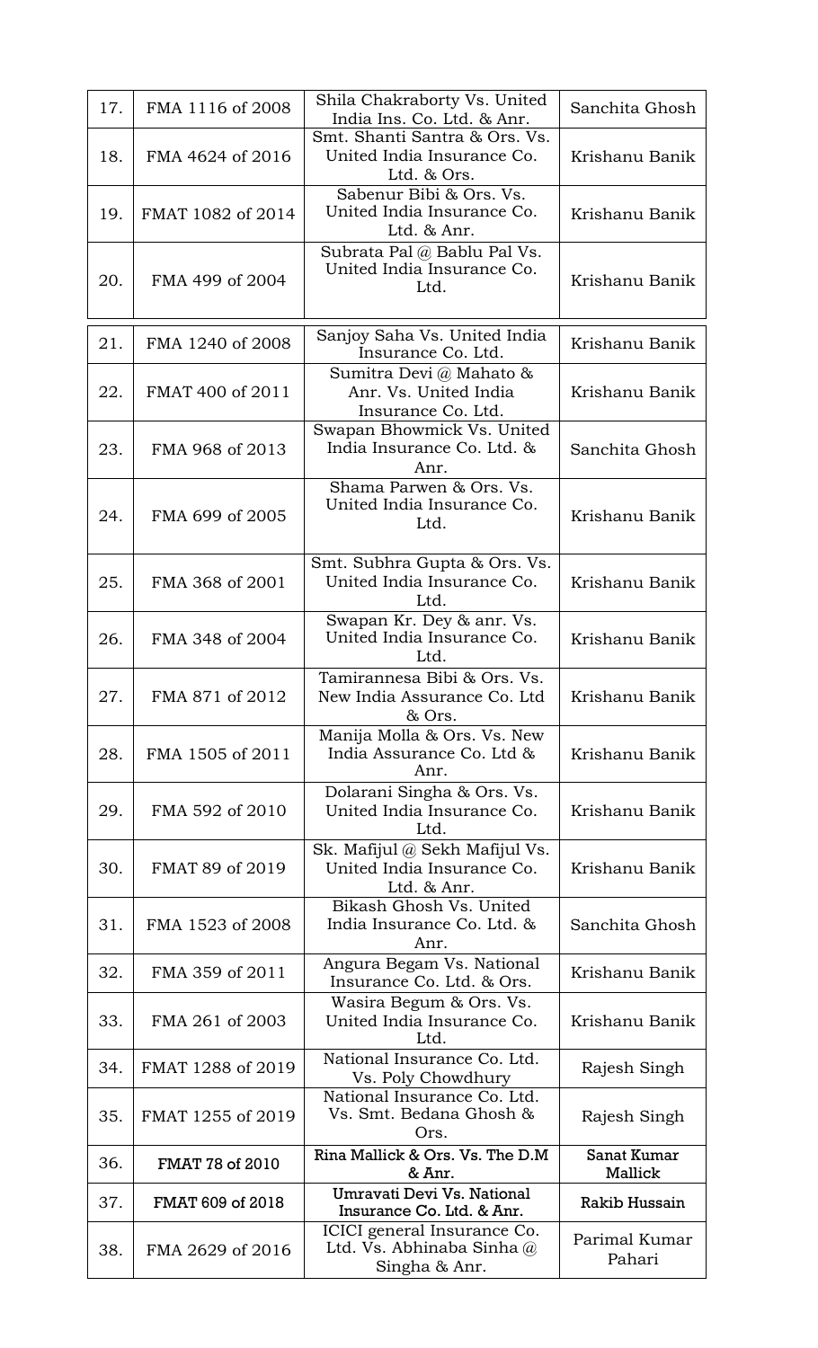| 17. | FMA 1116 of 2008 | Shila Chakraborty Vs. United India Ins. Co. Ltd. & Anr. | Sanchita Ghosh |
|---|---|---|---|
| 18. | FMA 4624 of 2016 | Smt. Shanti Santra & Ors. Vs. United India Insurance Co. Ltd. & Ors. | Krishanu Banik |
| 19. | FMAT 1082 of 2014 | Sabenur Bibi & Ors. Vs. United India Insurance Co. Ltd. & Anr. | Krishanu Banik |
| 20. | FMA 499 of 2004 | Subrata Pal @ Bablu Pal Vs. United India Insurance Co. Ltd. | Krishanu Banik |
| 21. | FMA 1240 of 2008 | Sanjoy Saha Vs. United India Insurance Co. Ltd. | Krishanu Banik |
| 22. | FMAT 400 of 2011 | Sumitra Devi @ Mahato & Anr. Vs. United India Insurance Co. Ltd. | Krishanu Banik |
| 23. | FMA 968 of 2013 | Swapan Bhowmick Vs. United India Insurance Co. Ltd. & Anr. | Sanchita Ghosh |
| 24. | FMA 699 of 2005 | Shama Parwen & Ors. Vs. United India Insurance Co. Ltd. | Krishanu Banik |
| 25. | FMA 368 of 2001 | Smt. Subhra Gupta & Ors. Vs. United India Insurance Co. Ltd. | Krishanu Banik |
| 26. | FMA 348 of 2004 | Swapan Kr. Dey & anr. Vs. United India Insurance Co. Ltd. | Krishanu Banik |
| 27. | FMA 871 of 2012 | Tamirannesa Bibi & Ors. Vs. New India Assurance Co. Ltd & Ors. | Krishanu Banik |
| 28. | FMA 1505 of 2011 | Manija Molla & Ors. Vs. New India Assurance Co. Ltd & Anr. | Krishanu Banik |
| 29. | FMA 592 of 2010 | Dolarani Singha & Ors. Vs. United India Insurance Co. Ltd. | Krishanu Banik |
| 30. | FMAT 89 of 2019 | Sk. Mafijul @ Sekh Mafijul Vs. United India Insurance Co. Ltd. & Anr. | Krishanu Banik |
| 31. | FMA 1523 of 2008 | Bikash Ghosh Vs. United India Insurance Co. Ltd. & Anr. | Sanchita Ghosh |
| 32. | FMA 359 of 2011 | Angura Begam Vs. National Insurance Co. Ltd. & Ors. | Krishanu Banik |
| 33. | FMA 261 of 2003 | Wasira Begum & Ors. Vs. United India Insurance Co. Ltd. | Krishanu Banik |
| 34. | FMAT 1288 of 2019 | National Insurance Co. Ltd. Vs. Poly Chowdhury | Rajesh Singh |
| 35. | FMAT 1255 of 2019 | National Insurance Co. Ltd. Vs. Smt. Bedana Ghosh & Ors. | Rajesh Singh |
| 36. | FMAT 78 of 2010 | Rina Mallick & Ors. Vs. The D.M & Anr. | Sanat Kumar Mallick |
| 37. | FMAT 609 of 2018 | Umravati Devi Vs. National Insurance Co. Ltd. & Anr. | Rakib Hussain |
| 38. | FMA 2629 of 2016 | ICICI general Insurance Co. Ltd. Vs. Abhinaba Sinha @ Singha & Anr. | Parimal Kumar Pahari |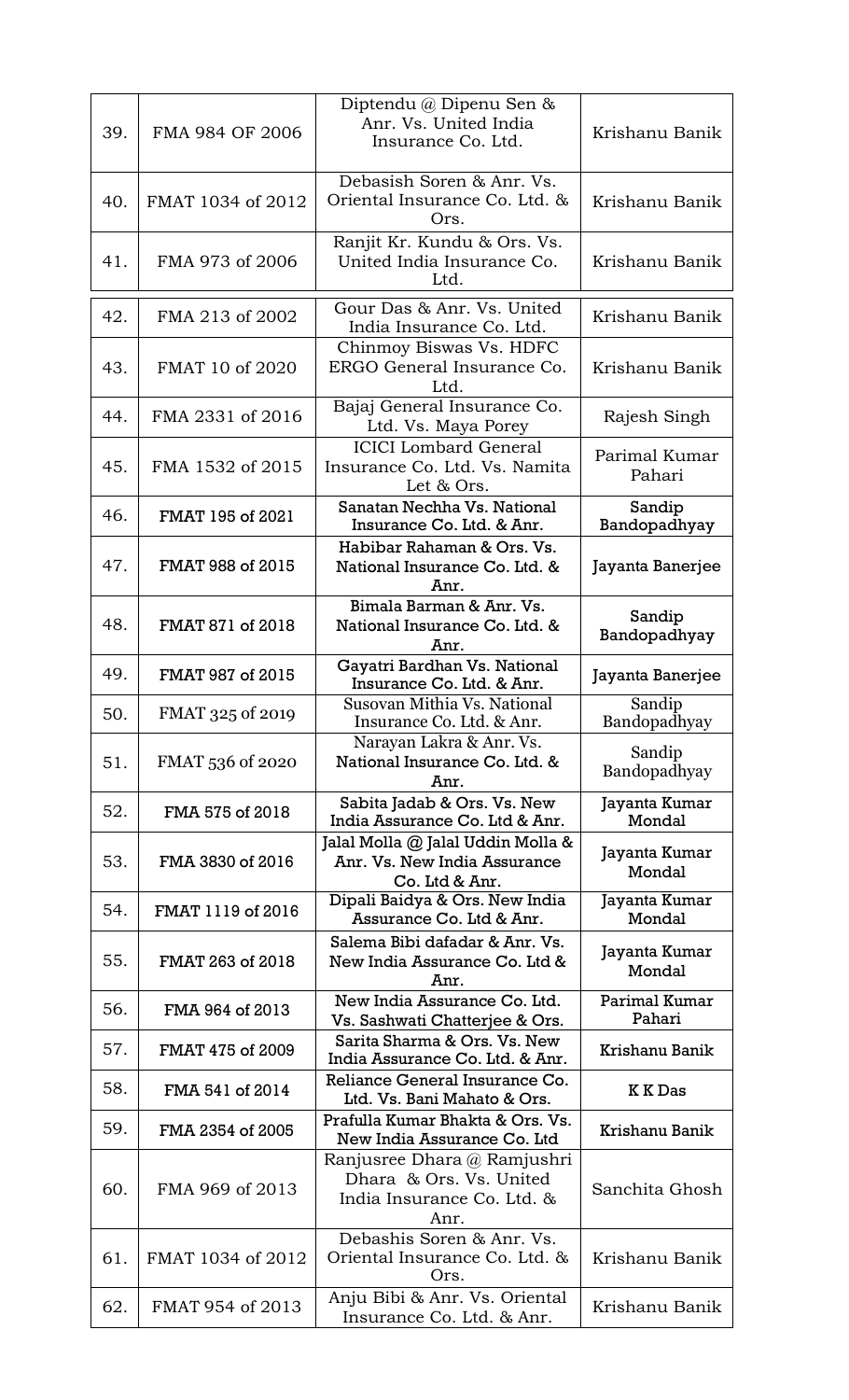| | | | |
|---|---|---|---|
| 39. | FMA 984 OF 2006 | Diptendu @ Dipenu Sen & Anr. Vs. United India Insurance Co. Ltd. | Krishanu Banik |
| 40. | FMAT 1034 of 2012 | Debasish Soren & Anr. Vs. Oriental Insurance Co. Ltd. & Ors. | Krishanu Banik |
| 41. | FMA 973 of 2006 | Ranjit Kr. Kundu & Ors. Vs. United India Insurance Co. Ltd. | Krishanu Banik |
| 42. | FMA 213 of 2002 | Gour Das & Anr. Vs. United India Insurance Co. Ltd. | Krishanu Banik |
| 43. | FMAT 10 of 2020 | Chinmoy Biswas Vs. HDFC ERGO General Insurance Co. Ltd. | Krishanu Banik |
| 44. | FMA 2331 of 2016 | Bajaj General Insurance Co. Ltd. Vs. Maya Porey | Rajesh Singh |
| 45. | FMA 1532 of 2015 | ICICI Lombard General Insurance Co. Ltd. Vs. Namita Let & Ors. | Parimal Kumar Pahari |
| 46. | FMAT 195 of 2021 | Sanatan Nechha Vs. National Insurance Co. Ltd. & Anr. | Sandip Bandopadhyay |
| 47. | FMAT 988 of 2015 | Habibar Rahaman & Ors. Vs. National Insurance Co. Ltd. & Anr. | Jayanta Banerjee |
| 48. | FMAT 871 of 2018 | Bimala Barman & Anr. Vs. National Insurance Co. Ltd. & Anr. | Sandip Bandopadhyay |
| 49. | FMAT 987 of 2015 | Gayatri Bardhan Vs. National Insurance Co. Ltd. & Anr. | Jayanta Banerjee |
| 50. | FMAT 325 of 2019 | Susovan Mithia Vs. National Insurance Co. Ltd. & Anr. | Sandip Bandopadhyay |
| 51. | FMAT 536 of 2020 | Narayan Lakra & Anr. Vs. National Insurance Co. Ltd. & Anr. | Sandip Bandopadhyay |
| 52. | FMA 575 of 2018 | Sabita Jadab & Ors. Vs. New India Assurance Co. Ltd & Anr. | Jayanta Kumar Mondal |
| 53. | FMA 3830 of 2016 | Jalal Molla @ Jalal Uddin Molla & Anr. Vs. New India Assurance Co. Ltd & Anr. | Jayanta Kumar Mondal |
| 54. | FMAT 1119 of 2016 | Dipali Baidya & Ors. New India Assurance Co. Ltd & Anr. | Jayanta Kumar Mondal |
| 55. | FMAT 263 of 2018 | Salema Bibi dafadar & Anr. Vs. New India Assurance Co. Ltd & Anr. | Jayanta Kumar Mondal |
| 56. | FMA 964 of 2013 | New India Assurance Co. Ltd. Vs. Sashwati Chatterjee & Ors. | Parimal Kumar Pahari |
| 57. | FMAT 475 of 2009 | Sarita Sharma & Ors. Vs. New India Assurance Co. Ltd. & Anr. | Krishanu Banik |
| 58. | FMA 541 of 2014 | Reliance General Insurance Co. Ltd. Vs. Bani Mahato & Ors. | K K Das |
| 59. | FMA 2354 of 2005 | Prafulla Kumar Bhakta & Ors. Vs. New India Assurance Co. Ltd | Krishanu Banik |
| 60. | FMA 969 of 2013 | Ranjusree Dhara @ Ramjushri Dhara & Ors. Vs. United India Insurance Co. Ltd. & Anr. | Sanchita Ghosh |
| 61. | FMAT 1034 of 2012 | Debashis Soren & Anr. Vs. Oriental Insurance Co. Ltd. & Ors. | Krishanu Banik |
| 62. | FMAT 954 of 2013 | Anju Bibi & Anr. Vs. Oriental Insurance Co. Ltd. & Anr. | Krishanu Banik |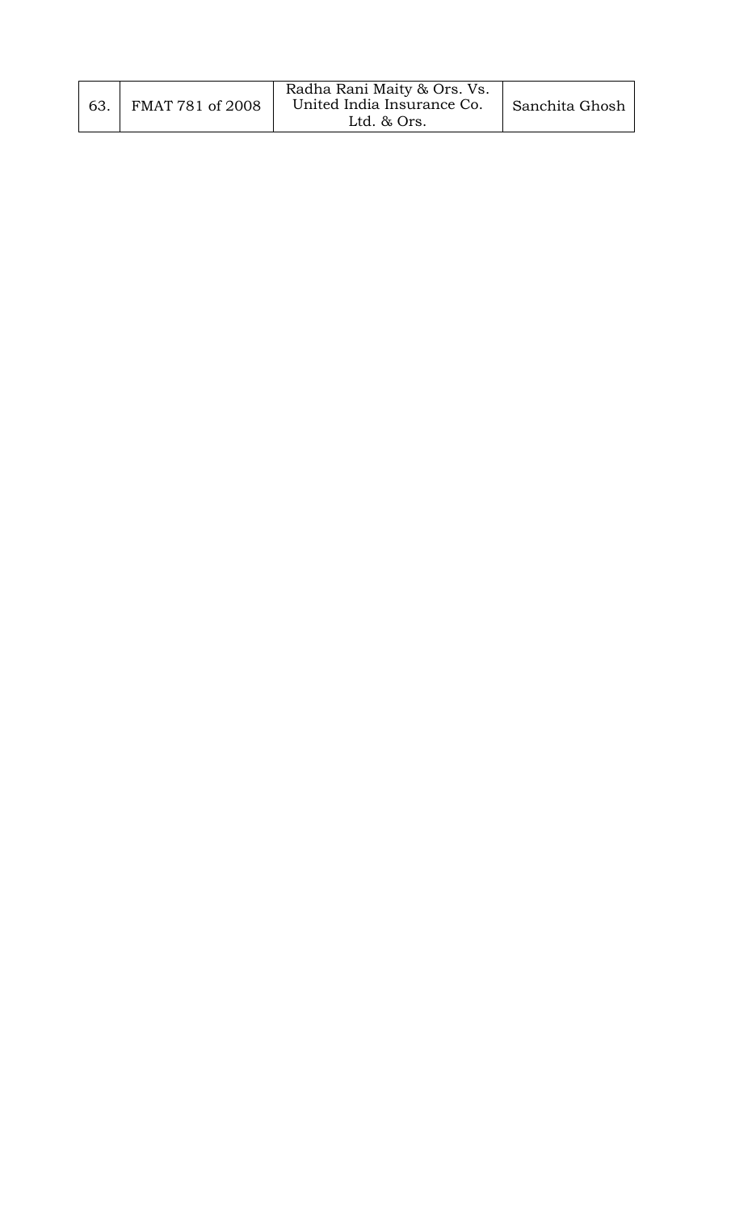| | | | |
|---|---|---|---|
| 63. | FMAT 781 of 2008 | Radha Rani Maity & Ors. Vs. United India Insurance Co. Ltd. & Ors. | Sanchita Ghosh |